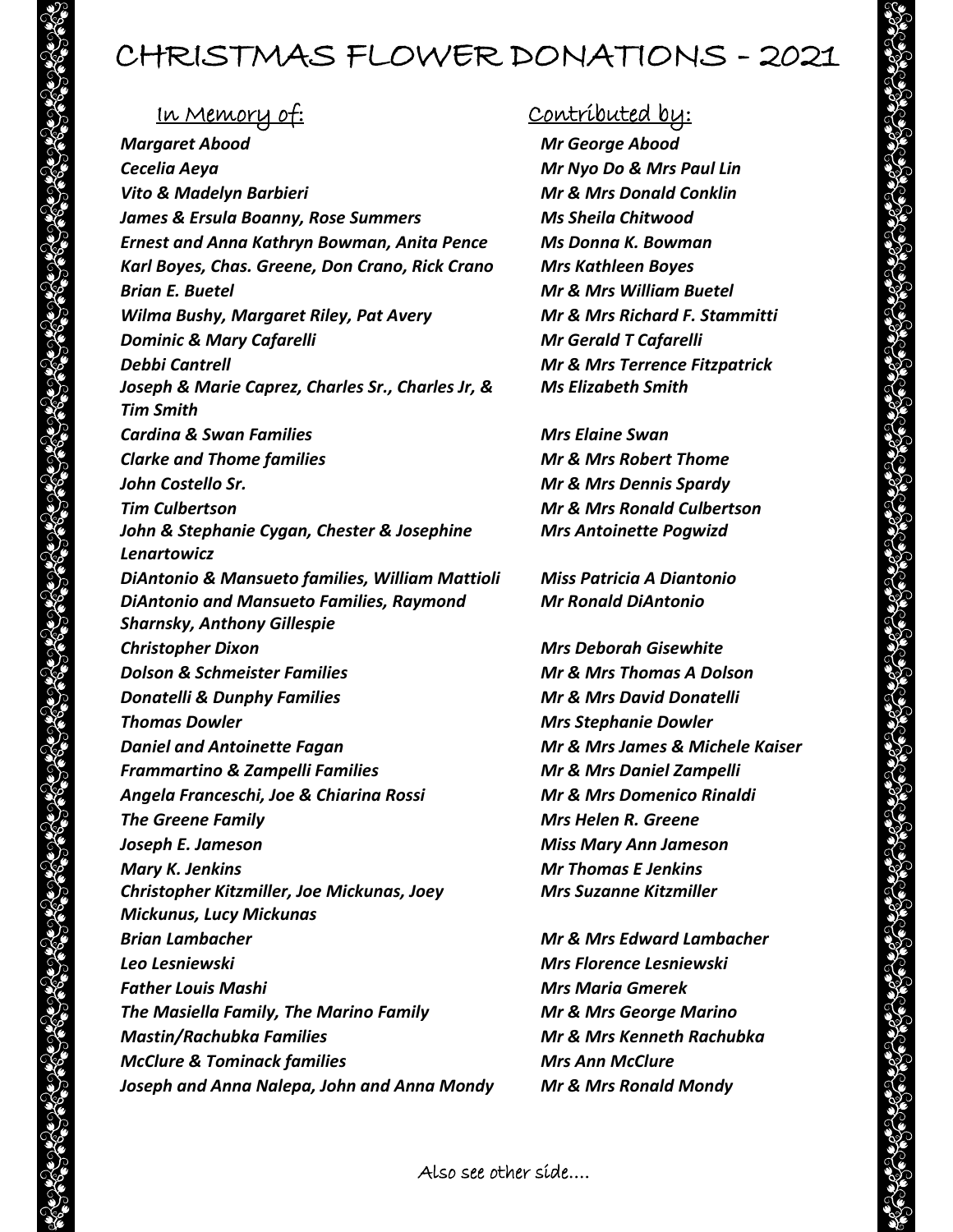# CHRISTMAS FLOWER DONATIONS - 2021

| In Memory of: | Contributed by: |
| --- | --- |
| *Margaret Abood* | *Mr George Abood* |
| *Cecelia Aeya* | *Mr Nyo Do & Mrs Paul Lin* |
| *Vito & Madelyn Barbieri* | *Mr & Mrs Donald Conklin* |
| *James & Ersula Boanny, Rose Summers* | *Ms Sheila Chitwood* |
| *Ernest and Anna Kathryn Bowman, Anita Pence* | *Ms Donna K. Bowman* |
| *Karl Boyes, Chas. Greene, Don Crano, Rick Crano* | *Mrs Kathleen Boyes* |
| *Brian E. Buetel* | *Mr & Mrs William Buetel* |
| *Wilma Bushy, Margaret Riley, Pat Avery* | *Mr & Mrs Richard F. Stammitti* |
| *Dominic & Mary Cafarelli* | *Mr Gerald T Cafarelli* |
| *Debbi Cantrell* | *Mr & Mrs Terrence Fitzpatrick* |
| *Joseph & Marie Caprez, Charles Sr., Charles Jr, & Tim Smith* | *Ms Elizabeth Smith* |
| *Cardina & Swan Families* | *Mrs Elaine Swan* |
| *Clarke and Thome families* | *Mr & Mrs Robert Thome* |
| *John Costello Sr.* | *Mr & Mrs Dennis Spardy* |
| *Tim Culbertson* | *Mr & Mrs Ronald Culbertson* |
| *John & Stephanie Cygan, Chester & Josephine Lenartowicz* | *Mrs Antoinette Pogwizd* |
| *DiAntonio & Mansueto families, William Mattioli* | *Miss Patricia A Diantonio* |
| *DiAntonio and Mansueto Families, Raymond Sharnsky, Anthony Gillespie* | *Mr Ronald DiAntonio* |
| *Christopher Dixon* | *Mrs Deborah Gisewhite* |
| *Dolson & Schmeister Families* | *Mr & Mrs Thomas A Dolson* |
| *Donatelli & Dunphy Families* | *Mr & Mrs David Donatelli* |
| *Thomas Dowler* | *Mrs Stephanie Dowler* |
| *Daniel and Antoinette Fagan* | *Mr & Mrs James & Michele Kaiser* |
| *Frammartino & Zampelli Families* | *Mr & Mrs Daniel Zampelli* |
| *Angela Franceschi, Joe & Chiarina Rossi* | *Mr & Mrs Domenico Rinaldi* |
| *The Greene Family* | *Mrs Helen R. Greene* |
| *Joseph E. Jameson* | *Miss Mary Ann Jameson* |
| *Mary K. Jenkins* | *Mr Thomas E Jenkins* |
| *Christopher Kitzmiller, Joe Mickunas, Joey Mickunus, Lucy Mickunas* | *Mrs Suzanne Kitzmiller* |
| *Brian Lambacher* | *Mr & Mrs Edward Lambacher* |
| *Leo Lesniewski* | *Mrs Florence Lesniewski* |
| *Father Louis Mashi* | *Mrs Maria Gmerek* |
| *The Masiella Family, The Marino Family* | *Mr & Mrs George Marino* |
| *Mastin/Rachubka Families* | *Mr & Mrs Kenneth Rachubka* |
| *McClure & Tominack families* | *Mrs Ann McClure* |
| *Joseph and Anna Nalepa, John and Anna Mondy* | *Mr & Mrs Ronald Mondy* |

Also see other side….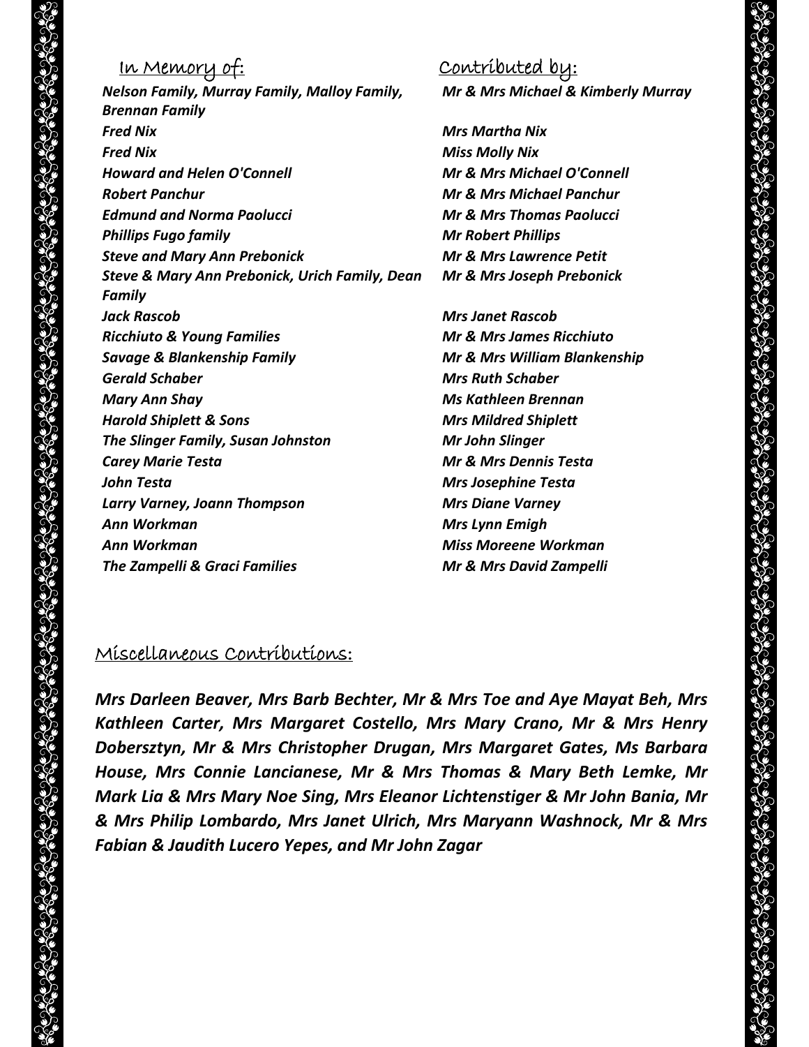| In Memory of: | Contributed by: |
| --- | --- |
| *Nelson Family, Murray Family, Malloy Family, Brennan Family* | *Mr & Mrs Michael & Kimberly Murray* |
| *Fred Nix* | *Mrs Martha Nix* |
| *Fred Nix* | *Miss Molly Nix* |
| *Howard and Helen O'Connell* | *Mr & Mrs Michael O'Connell* |
| *Robert Panchur* | *Mr & Mrs Michael Panchur* |
| *Edmund and Norma Paolucci* | *Mr & Mrs Thomas Paolucci* |
| *Phillips Fugo family* | *Mr Robert Phillips* |
| *Steve and Mary Ann Prebonick* | *Mr & Mrs Lawrence Petit* |
| *Steve & Mary Ann Prebonick, Urich Family, Dean Family* | *Mr & Mrs Joseph Prebonick* |
| *Jack Rascob* | *Mrs Janet Rascob* |
| *Ricchiuto & Young Families* | *Mr & Mrs James Ricchiuto* |
| *Savage & Blankenship Family* | *Mr & Mrs William Blankenship* |
| *Gerald Schaber* | *Mrs Ruth Schaber* |
| *Mary Ann Shay* | *Ms Kathleen Brennan* |
| *Harold Shiplett & Sons* | *Mrs Mildred Shiplett* |
| *The Slinger Family, Susan Johnston* | *Mr John Slinger* |
| *Carey Marie Testa* | *Mr & Mrs Dennis Testa* |
| *John Testa* | *Mrs Josephine Testa* |
| *Larry Varney, Joann Thompson* | *Mrs Diane Varney* |
| *Ann Workman* | *Mrs Lynn Emigh* |
| *Ann Workman* | *Miss Moreene Workman* |
| *The Zampelli & Graci Families* | *Mr & Mrs David Zampelli* |

## Miscellaneous Contributions:

***Mrs Darleen Beaver, Mrs Barb Bechter, Mr & Mrs Toe and Aye Mayat Beh, Mrs Kathleen Carter, Mrs Margaret Costello, Mrs Mary Crano, Mr & Mrs Henry Dobersztyn, Mr & Mrs Christopher Drugan, Mrs Margaret Gates, Ms Barbara House, Mrs Connie Lancianese, Mr & Mrs Thomas & Mary Beth Lemke, Mr Mark Lia & Mrs Mary Noe Sing, Mrs Eleanor Lichtenstiger & Mr John Bania, Mr & Mrs Philip Lombardo, Mrs Janet Ulrich, Mrs Maryann Washnock, Mr & Mrs Fabian & Jaudith Lucero Yepes, and Mr John Zagar***